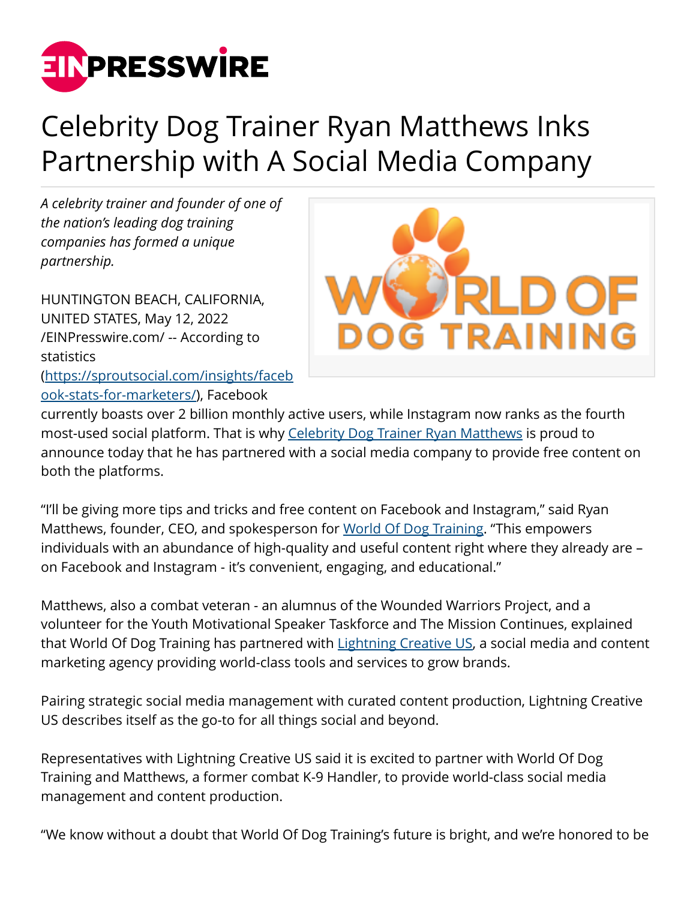# Celebrity Dog Trainer Ryan Matthews Inks Partnership with A Social Media Company

*A celebrity trainer and founder of one of the nation's leading dog training companies has formed a unique partnership.*

HUNTINGTON BEACH, CALIFORNIA, UNITED STATES, May 12, 2022 /EINPresswire.com/ -- According to statistics (https://sproutsocial.com/insights/facebook-stats-for-marketers/), Facebook currently boasts over 2 billion monthly active users, while Instagram now ranks as the fourth most-used social platform. That is why Celebrity Dog Trainer Ryan Matthews is proud to announce today that he has partnered with a social media company to provide free content on both the platforms.

"I'll be giving more tips and tricks and free content on Facebook and Instagram," said Ryan Matthews, founder, CEO, and spokesperson for World Of Dog Training. "This empowers individuals with an abundance of high-quality and useful content right where they already are – on Facebook and Instagram - it's convenient, engaging, and educational."

Matthews, also a combat veteran - an alumnus of the Wounded Warriors Project, and a volunteer for the Youth Motivational Speaker Taskforce and The Mission Continues, explained that World Of Dog Training has partnered with Lightning Creative US, a social media and content marketing agency providing world-class tools and services to grow brands.

Pairing strategic social media management with curated content production, Lightning Creative US describes itself as the go-to for all things social and beyond.

Representatives with Lightning Creative US said it is excited to partner with World Of Dog Training and Matthews, a former combat K-9 Handler, to provide world-class social media management and content production.

"We know without a doubt that World Of Dog Training's future is bright, and we're honored to be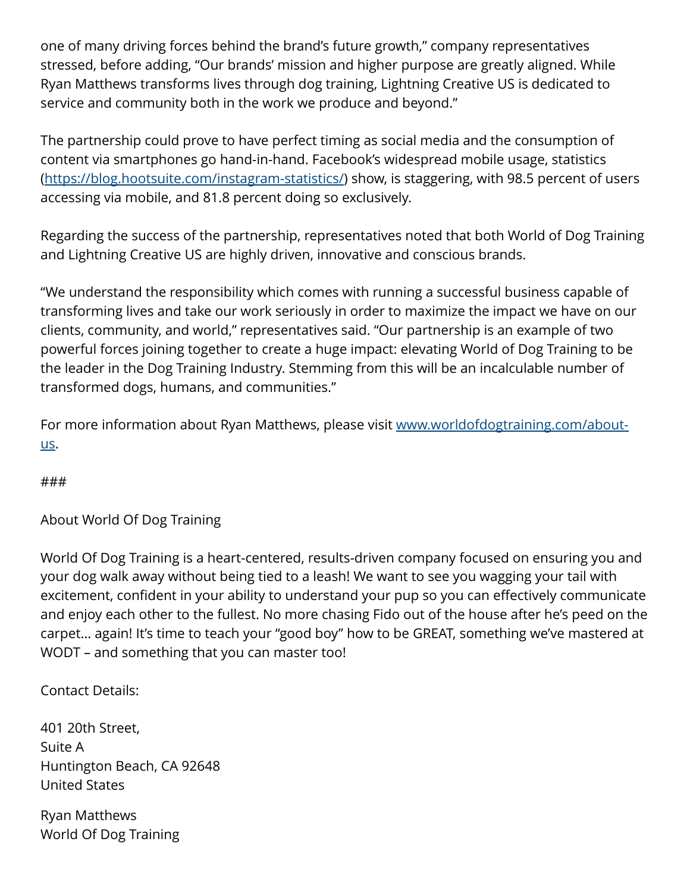one of many driving forces behind the brand's future growth," company representatives stressed, before adding, "Our brands' mission and higher purpose are greatly aligned. While Ryan Matthews transforms lives through dog training, Lightning Creative US is dedicated to service and community both in the work we produce and beyond."

The partnership could prove to have perfect timing as social media and the consumption of content via smartphones go hand-in-hand. Facebook's widespread mobile usage, statistics ([https://blog.hootsuite.com/instagram-statistics/](https://blog.hootsuite.com/instagram-statistics/)) show, is staggering, with 98.5 percent of users accessing via mobile, and 81.8 percent doing so exclusively.

Regarding the success of the partnership, representatives noted that both World of Dog Training and Lightning Creative US are highly driven, innovative and conscious brands.

"We understand the responsibility which comes with running a successful business capable of transforming lives and take our work seriously in order to maximize the impact we have on our clients, community, and world," representatives said. "Our partnership is an example of two powerful forces joining together to create a huge impact: elevating World of Dog Training to be the leader in the Dog Training Industry. Stemming from this will be an incalculable number of transformed dogs, humans, and communities."

For more information about Ryan Matthews, please visit [www.worldofdogtraining.com/about-us](www.worldofdogtraining.com/about-us).

###

About World Of Dog Training

World Of Dog Training is a heart-centered, results-driven company focused on ensuring you and your dog walk away without being tied to a leash! We want to see you wagging your tail with excitement, confident in your ability to understand your pup so you can effectively communicate and enjoy each other to the fullest. No more chasing Fido out of the house after he's peed on the carpet... again! It's time to teach your "good boy" how to be GREAT, something we've mastered at WODT – and something that you can master too!

Contact Details:

401 20th Street,
Suite A
Huntington Beach, CA 92648
United States

Ryan Matthews
World Of Dog Training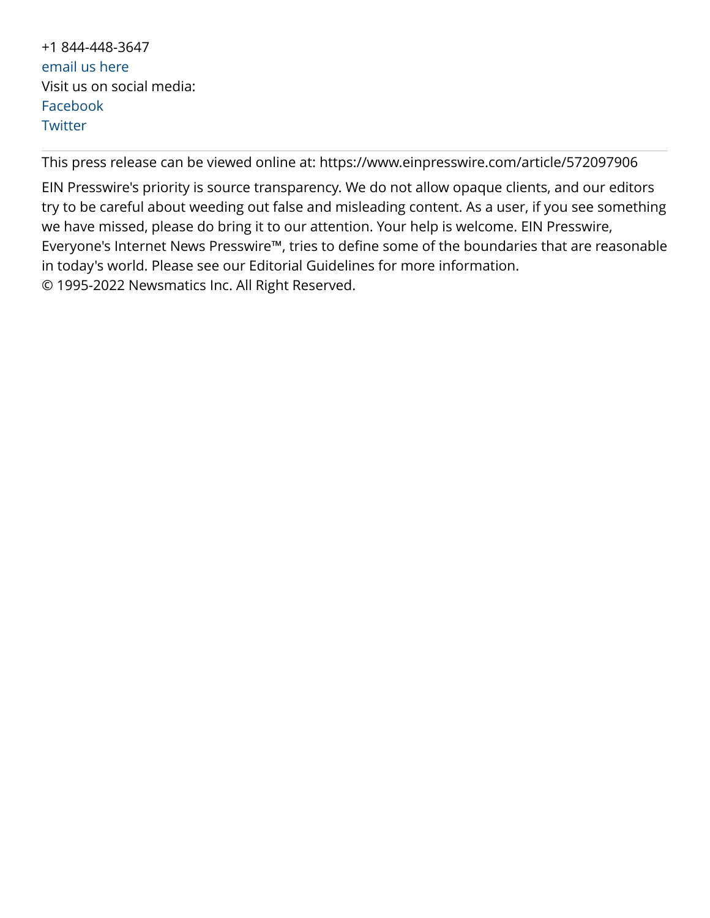+1 844-448-3647
email us here
Visit us on social media:
Facebook
Twitter

---

This press release can be viewed online at: https://www.einpresswire.com/article/572097906

EIN Presswire's priority is source transparency. We do not allow opaque clients, and our editors try to be careful about weeding out false and misleading content. As a user, if you see something we have missed, please do bring it to our attention. Your help is welcome. EIN Presswire, Everyone's Internet News Presswire™, tries to define some of the boundaries that are reasonable in today's world. Please see our Editorial Guidelines for more information.
© 1995-2022 Newsmatics Inc. All Right Reserved.